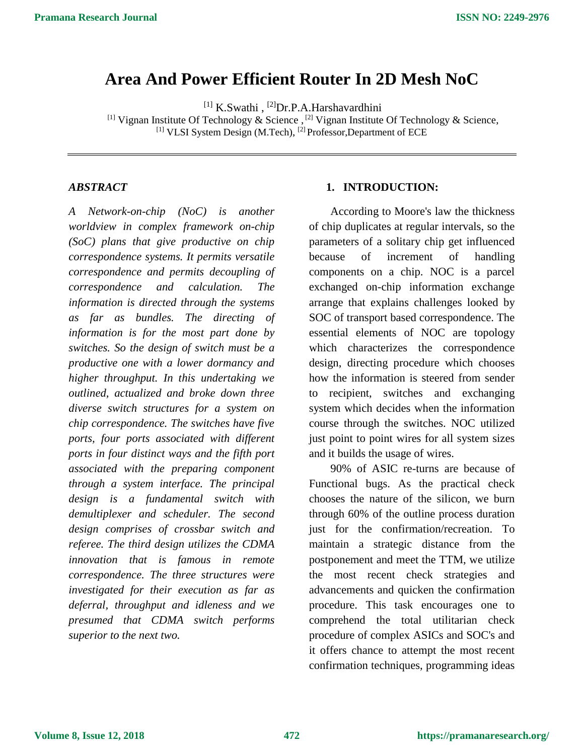# Area And Power Efficient Router In 2D Mesh NoC

[1] K.Swathi , [2]Dr.P.A.Harshavardhini

[1] Vignan Institute Of Technology & Science , [2] Vignan Institute Of Technology & Science,
[1] VLSI System Design (M.Tech), [2] Professor,Department of ECE

---

## *ABSTRACT*

*A Network-on-chip (NoC) is another worldview in complex framework on-chip (SoC) plans that give productive on chip correspondence systems. It permits versatile correspondence and permits decoupling of correspondence and calculation. The information is directed through the systems as far as bundles. The directing of information is for the most part done by switches. So the design of switch must be a productive one with a lower dormancy and higher throughput. In this undertaking we outlined, actualized and broke down three diverse switch structures for a system on chip correspondence. The switches have five ports, four ports associated with different ports in four distinct ways and the fifth port associated with the preparing component through a system interface. The principal design is a fundamental switch with demultiplexer and scheduler. The second design comprises of crossbar switch and referee. The third design utilizes the CDMA innovation that is famous in remote correspondence. The three structures were investigated for their execution as far as deferral, throughput and idleness and we presumed that CDMA switch performs superior to the next two.*

## 1. INTRODUCTION:

According to Moore's law the thickness of chip duplicates at regular intervals, so the parameters of a solitary chip get influenced because of increment of handling components on a chip. NOC is a parcel exchanged on-chip information exchange arrange that explains challenges looked by SOC of transport based correspondence. The essential elements of NOC are topology which characterizes the correspondence design, directing procedure which chooses how the information is steered from sender to recipient, switches and exchanging system which decides when the information course through the switches. NOC utilized just point to point wires for all system sizes and it builds the usage of wires.

90% of ASIC re-turns are because of Functional bugs. As the practical check chooses the nature of the silicon, we burn through 60% of the outline process duration just for the confirmation/recreation. To maintain a strategic distance from the postponement and meet the TTM, we utilize the most recent check strategies and advancements and quicken the confirmation procedure. This task encourages one to comprehend the total utilitarian check procedure of complex ASICs and SOC's and it offers chance to attempt the most recent confirmation techniques, programming ideas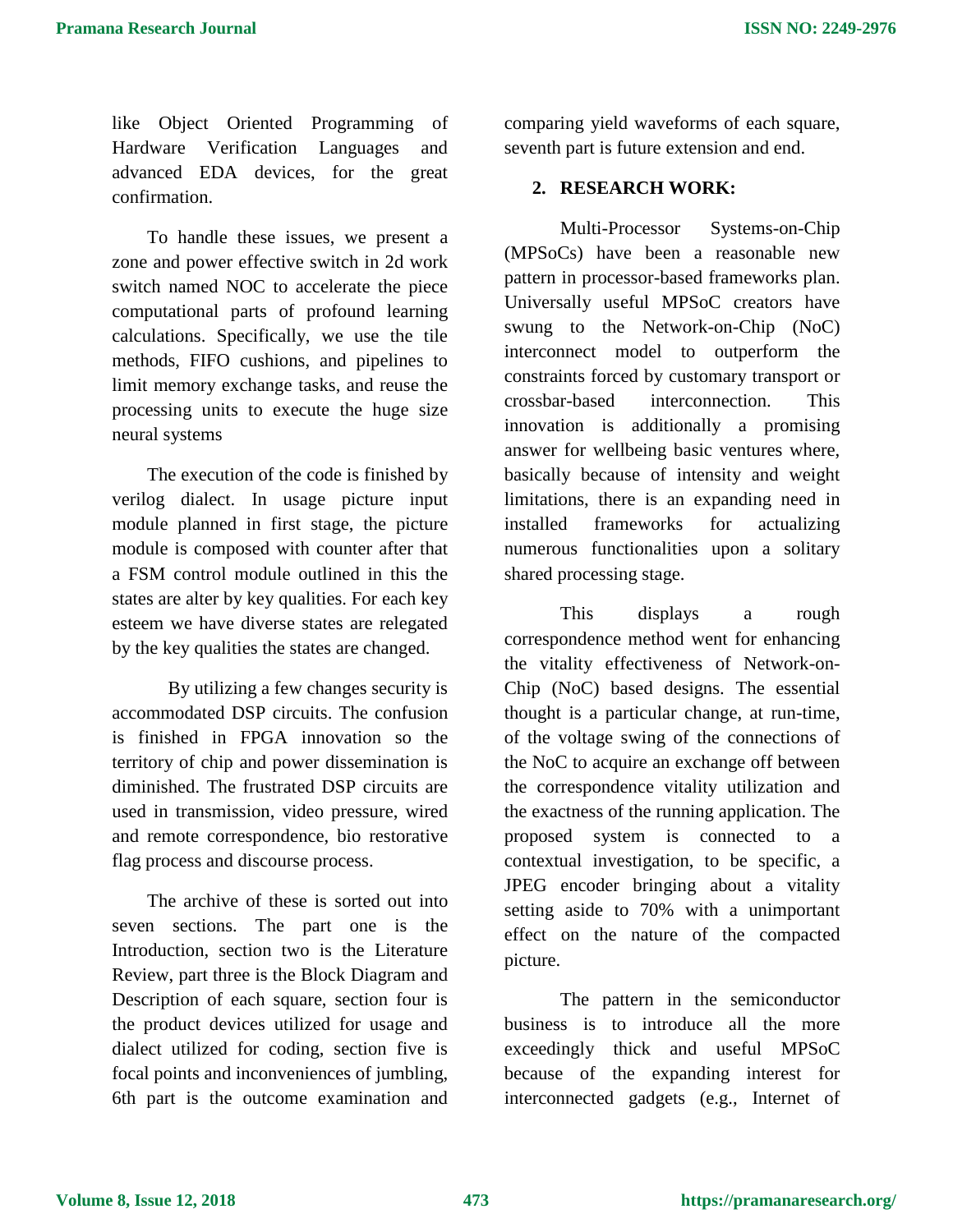like Object Oriented Programming of Hardware Verification Languages and advanced EDA devices, for the great confirmation.

To handle these issues, we present a zone and power effective switch in 2d work switch named NOC to accelerate the piece computational parts of profound learning calculations. Specifically, we use the tile methods, FIFO cushions, and pipelines to limit memory exchange tasks, and reuse the processing units to execute the huge size neural systems

The execution of the code is finished by verilog dialect. In usage picture input module planned in first stage, the picture module is composed with counter after that a FSM control module outlined in this the states are alter by key qualities. For each key esteem we have diverse states are relegated by the key qualities the states are changed.

By utilizing a few changes security is accommodated DSP circuits. The confusion is finished in FPGA innovation so the territory of chip and power dissemination is diminished. The frustrated DSP circuits are used in transmission, video pressure, wired and remote correspondence, bio restorative flag process and discourse process.

The archive of these is sorted out into seven sections. The part one is the Introduction, section two is the Literature Review, part three is the Block Diagram and Description of each square, section four is the product devices utilized for usage and dialect utilized for coding, section five is focal points and inconveniences of jumbling, 6th part is the outcome examination and comparing yield waveforms of each square, seventh part is future extension and end.

## 2. RESEARCH WORK:

Multi-Processor Systems-on-Chip (MPSoCs) have been a reasonable new pattern in processor-based frameworks plan. Universally useful MPSoC creators have swung to the Network-on-Chip (NoC) interconnect model to outperform the constraints forced by customary transport or crossbar-based interconnection. This innovation is additionally a promising answer for wellbeing basic ventures where, basically because of intensity and weight limitations, there is an expanding need in installed frameworks for actualizing numerous functionalities upon a solitary shared processing stage.

This displays a rough correspondence method went for enhancing the vitality effectiveness of Network-on-Chip (NoC) based designs. The essential thought is a particular change, at run-time, of the voltage swing of the connections of the NoC to acquire an exchange off between the correspondence vitality utilization and the exactness of the running application. The proposed system is connected to a contextual investigation, to be specific, a JPEG encoder bringing about a vitality setting aside to 70% with a unimportant effect on the nature of the compacted picture.

The pattern in the semiconductor business is to introduce all the more exceedingly thick and useful MPSoC because of the expanding interest for interconnected gadgets (e.g., Internet of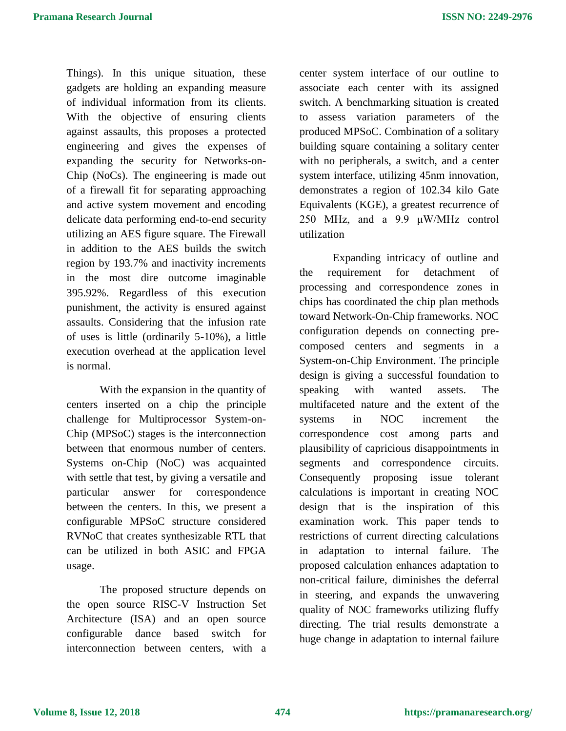Things). In this unique situation, these gadgets are holding an expanding measure of individual information from its clients. With the objective of ensuring clients against assaults, this proposes a protected engineering and gives the expenses of expanding the security for Networks-on-Chip (NoCs). The engineering is made out of a firewall fit for separating approaching and active system movement and encoding delicate data performing end-to-end security utilizing an AES figure square. The Firewall in addition to the AES builds the switch region by 193.7% and inactivity increments in the most dire outcome imaginable 395.92%. Regardless of this execution punishment, the activity is ensured against assaults. Considering that the infusion rate of uses is little (ordinarily 5-10%), a little execution overhead at the application level is normal.

With the expansion in the quantity of centers inserted on a chip the principle challenge for Multiprocessor System-on-Chip (MPSoC) stages is the interconnection between that enormous number of centers. Systems on-Chip (NoC) was acquainted with settle that test, by giving a versatile and particular answer for correspondence between the centers. In this, we present a configurable MPSoC structure considered RVNoC that creates synthesizable RTL that can be utilized in both ASIC and FPGA usage.

The proposed structure depends on the open source RISC-V Instruction Set Architecture (ISA) and an open source configurable dance based switch for interconnection between centers, with a center system interface of our outline to associate each center with its assigned switch. A benchmarking situation is created to assess variation parameters of the produced MPSoC. Combination of a solitary building square containing a solitary center with no peripherals, a switch, and a center system interface, utilizing 45nm innovation, demonstrates a region of 102.34 kilo Gate Equivalents (KGE), a greatest recurrence of 250 MHz, and a 9.9 μW/MHz control utilization

Expanding intricacy of outline and the requirement for detachment of processing and correspondence zones in chips has coordinated the chip plan methods toward Network-On-Chip frameworks. NOC configuration depends on connecting pre-composed centers and segments in a System-on-Chip Environment. The principle design is giving a successful foundation to speaking with wanted assets. The multifaceted nature and the extent of the systems in NOC increment the correspondence cost among parts and plausibility of capricious disappointments in segments and correspondence circuits. Consequently proposing issue tolerant calculations is important in creating NOC design that is the inspiration of this examination work. This paper tends to restrictions of current directing calculations in adaptation to internal failure. The proposed calculation enhances adaptation to non-critical failure, diminishes the deferral in steering, and expands the unwavering quality of NOC frameworks utilizing fluffy directing. The trial results demonstrate a huge change in adaptation to internal failure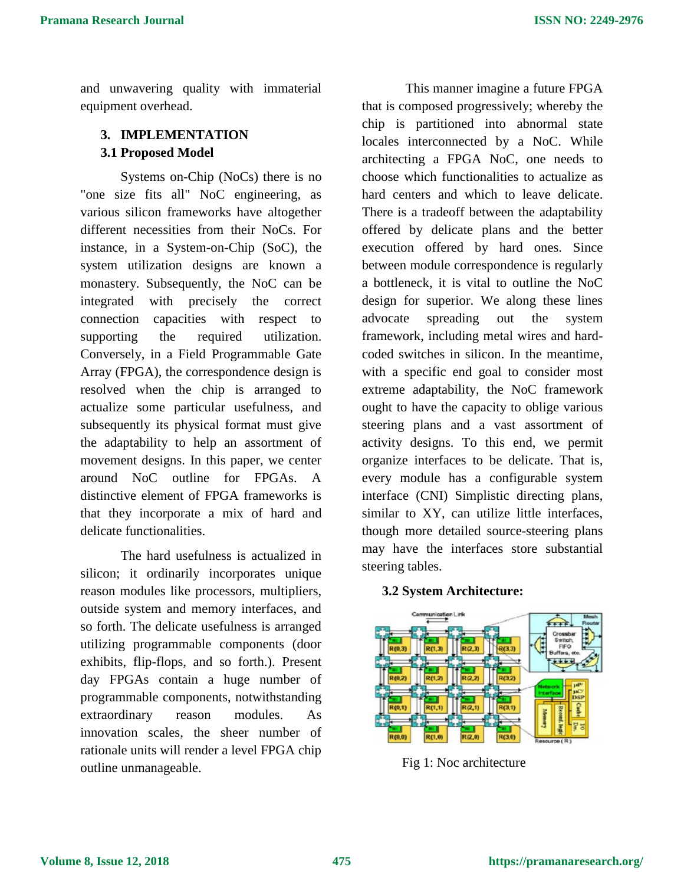and unwavering quality with immaterial equipment overhead.

## 3. IMPLEMENTATION

### 3.1 Proposed Model

Systems on-Chip (NoCs) there is no "one size fits all" NoC engineering, as various silicon frameworks have altogether different necessities from their NoCs. For instance, in a System-on-Chip (SoC), the system utilization designs are known a monastery. Subsequently, the NoC can be integrated with precisely the correct connection capacities with respect to supporting the required utilization. Conversely, in a Field Programmable Gate Array (FPGA), the correspondence design is resolved when the chip is arranged to actualize some particular usefulness, and subsequently its physical format must give the adaptability to help an assortment of movement designs. In this paper, we center around NoC outline for FPGAs. A distinctive element of FPGA frameworks is that they incorporate a mix of hard and delicate functionalities.

The hard usefulness is actualized in silicon; it ordinarily incorporates unique reason modules like processors, multipliers, outside system and memory interfaces, and so forth. The delicate usefulness is arranged utilizing programmable components (door exhibits, flip-flops, and so forth.). Present day FPGAs contain a huge number of programmable components, notwithstanding extraordinary reason modules. As innovation scales, the sheer number of rationale units will render a level FPGA chip outline unmanageable.

This manner imagine a future FPGA that is composed progressively; whereby the chip is partitioned into abnormal state locales interconnected by a NoC. While architecting a FPGA NoC, one needs to choose which functionalities to actualize as hard centers and which to leave delicate. There is a tradeoff between the adaptability offered by delicate plans and the better execution offered by hard ones. Since between module correspondence is regularly a bottleneck, it is vital to outline the NoC design for superior. We along these lines advocate spreading out the system framework, including metal wires and hard-coded switches in silicon. In the meantime, with a specific end goal to consider most extreme adaptability, the NoC framework ought to have the capacity to oblige various steering plans and a vast assortment of activity designs. To this end, we permit organize interfaces to be delicate. That is, every module has a configurable system interface (CNI) Simplistic directing plans, similar to XY, can utilize little interfaces, though more detailed source-steering plans may have the interfaces store substantial steering tables.

### 3.2 System Architecture:

Fig 1: Noc architecture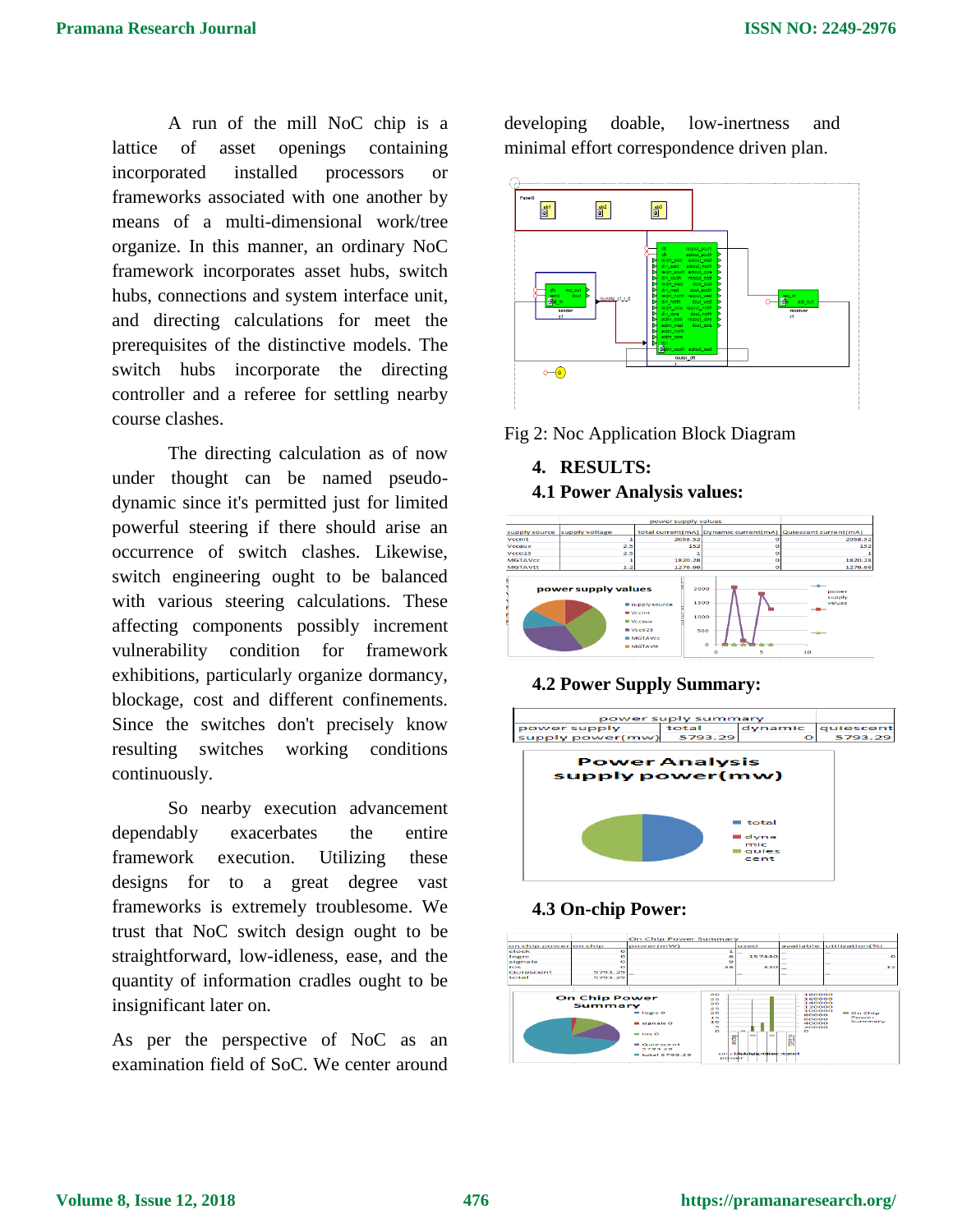A run of the mill NoC chip is a lattice of asset openings containing incorporated installed processors or frameworks associated with one another by means of a multi-dimensional work/tree organize. In this manner, an ordinary NoC framework incorporates asset hubs, switch hubs, connections and system interface unit, and directing calculations for meet the prerequisites of the distinctive models. The switch hubs incorporate the directing controller and a referee for settling nearby course clashes.

The directing calculation as of now under thought can be named pseudo-dynamic since it's permitted just for limited powerful steering if there should arise an occurrence of switch clashes. Likewise, switch engineering ought to be balanced with various steering calculations. These affecting components possibly increment vulnerability condition for framework exhibitions, particularly organize dormancy, blockage, cost and different confinements. Since the switches don't precisely know resulting switches working conditions continuously.

So nearby execution advancement dependably exacerbates the entire framework execution. Utilizing these designs for to a great degree vast frameworks is extremely troublesome. We trust that NoC switch design ought to be straightforward, low-idleness, ease, and the quantity of information cradles ought to be insignificant later on.

As per the perspective of NoC as an examination field of SoC. We center around developing doable, low-inertness and minimal effort correspondence driven plan.

Fig 2: Noc Application Block Diagram

## 4. RESULTS:

### 4.1 Power Analysis values:

| power supply values | | | | |
|---|---|---|---|---|
| supply source | supply voltage | total current(mA) | Dynamic current(mA) | Quiescent current(mA) |
| Vccint | 1 | 2058.32 | 0 | 2058.32 |
| Vccaux | 2.5 | 152 | 0 | 152 |
| Vcco25 | 2.5 | 1 | 0 | 1 |
| MGTAVcc | 1 | 1820.28 | 0 | 1820.28 |
| MGTAVtt | 1.2 | 1276.66 | 0 | 1276.66 |

### 4.2 Power Supply Summary:

| power suply summary | | | |
|---|---|---|---|
| power supply | total | dynamic | quiescent |
| supply power(mw) | 5793.29 | 0 | 5793.29 |

### 4.3 On-chip Power:

| On Chip Power Summary | | | | | |
|---|---|---|---|---|---|
| on chip power | on chip power(mW) | used | available | utilization(%) | |
| clock | 0 | 1 | | | |
| logic | 0 | 6 | 157440 | | 0 |
| signals | 0 | 9 | | | |
| ios | 0 | xx | 320 | | 12 |
| Quiescent | 5793.29 | | | | |
| total | 5793.29 | | | | |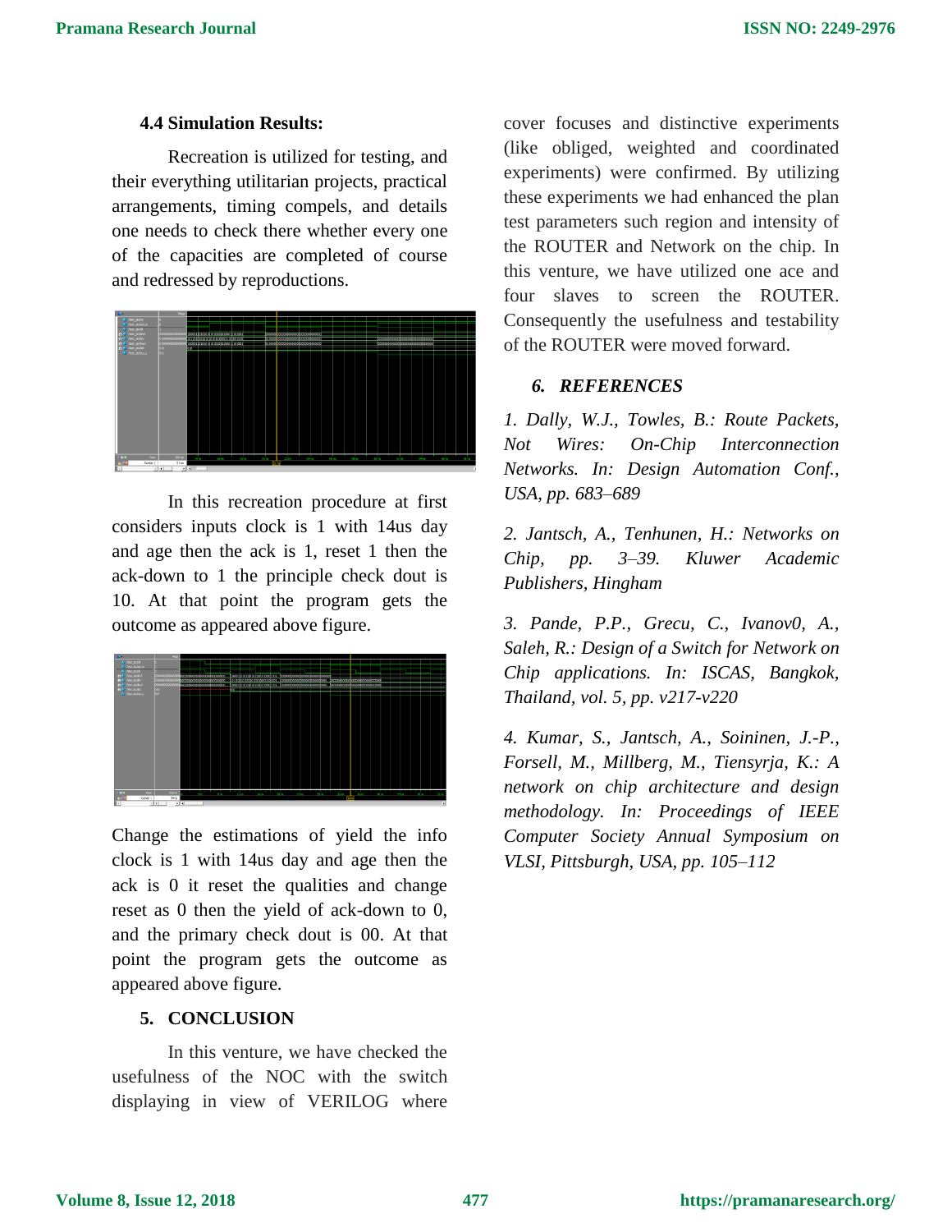### 4.4 Simulation Results:

Recreation is utilized for testing, and their everything utilitarian projects, practical arrangements, timing compels, and details one needs to check there whether every one of the capacities are completed of course and redressed by reproductions.

In this recreation procedure at first considers inputs clock is 1 with 14us day and age then the ack is 1, reset 1 then the ack-down to 1 the principle check dout is 10. At that point the program gets the outcome as appeared above figure.

Change the estimations of yield the info clock is 1 with 14us day and age then the ack is 0 it reset the qualities and change reset as 0 then the yield of ack-down to 0, and the primary check dout is 00. At that point the program gets the outcome as appeared above figure.

## 5. CONCLUSION

In this venture, we have checked the usefulness of the NOC with the switch displaying in view of VERILOG where cover focuses and distinctive experiments (like obliged, weighted and coordinated experiments) were confirmed. By utilizing these experiments we had enhanced the plan test parameters such region and intensity of the ROUTER and Network on the chip. In this venture, we have utilized one ace and four slaves to screen the ROUTER. Consequently the usefulness and testability of the ROUTER were moved forward.

## *6. REFERENCES*

*1. Dally, W.J., Towles, B.: Route Packets, Not Wires: On-Chip Interconnection Networks. In: Design Automation Conf., USA, pp. 683–689*

*2. Jantsch, A., Tenhunen, H.: Networks on Chip, pp. 3–39. Kluwer Academic Publishers, Hingham*

*3. Pande, P.P., Grecu, C., Ivanov0, A., Saleh, R.: Design of a Switch for Network on Chip applications. In: ISCAS, Bangkok, Thailand, vol. 5, pp. v217-v220*

*4. Kumar, S., Jantsch, A., Soininen, J.-P., Forsell, M., Millberg, M., Tiensyrja, K.: A network on chip architecture and design methodology. In: Proceedings of IEEE Computer Society Annual Symposium on VLSI, Pittsburgh, USA, pp. 105–112*